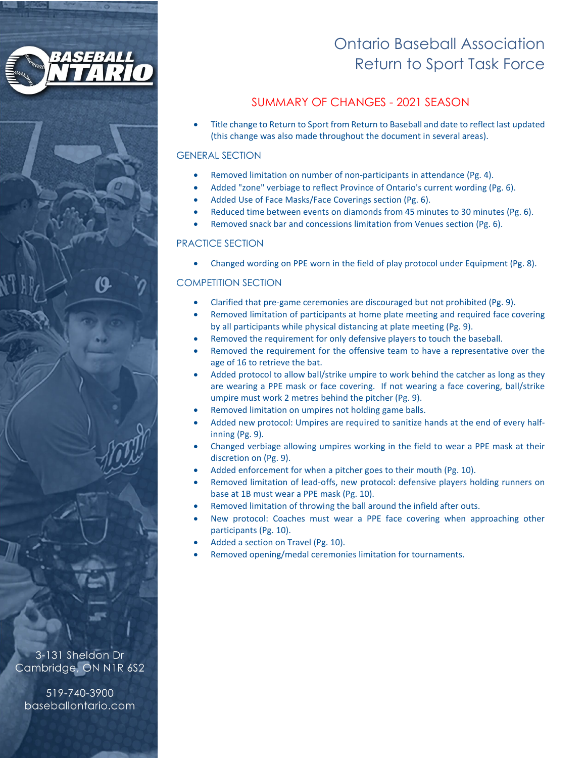# Ontario Baseball Association Return to Sport Task Force

## SUMMARY OF CHANGES - 2021 SEASON

- Title change to Return to Sport from Return to Baseball and date to reflect last updated (this change was also made throughout the document in several areas).

### GENERAL SECTION

- Removed limitation on number of non-participants in attendance (Pg. 4).
- Added "zone" verbiage to reflect Province of Ontario's current wording (Pg. 6).
- Added Use of Face Masks/Face Coverings section (Pg. 6).
- Reduced time between events on diamonds from 45 minutes to 30 minutes (Pg. 6).
- Removed snack bar and concessions limitation from Venues section (Pg. 6).

### PRACTICE SECTION

- Changed wording on PPE worn in the field of play protocol under Equipment (Pg. 8).

### COMPETITION SECTION

- Clarified that pre-game ceremonies are discouraged but not prohibited (Pg. 9).
- Removed limitation of participants at home plate meeting and required face covering by all participants while physical distancing at plate meeting (Pg. 9).
- Removed the requirement for only defensive players to touch the baseball.
- Removed the requirement for the offensive team to have a representative over the age of 16 to retrieve the bat.
- Added protocol to allow ball/strike umpire to work behind the catcher as long as they are wearing a PPE mask or face covering. If not wearing a face covering, ball/strike umpire must work 2 metres behind the pitcher (Pg. 9).
- Removed limitation on umpires not holding game balls.
- Added new protocol: Umpires are required to sanitize hands at the end of every half-inning (Pg. 9).
- Changed verbiage allowing umpires working in the field to wear a PPE mask at their discretion on (Pg. 9).
- Added enforcement for when a pitcher goes to their mouth (Pg. 10).
- Removed limitation of lead-offs, new protocol: defensive players holding runners on base at 1B must wear a PPE mask (Pg. 10).
- Removed limitation of throwing the ball around the infield after outs.
- New protocol: Coaches must wear a PPE face covering when approaching other participants (Pg. 10).
- Added a section on Travel (Pg. 10).
- Removed opening/medal ceremonies limitation for tournaments.

3-131 Sheldon Dr
Cambridge, ON N1R 6S2

519-740-3900
baseballontario.com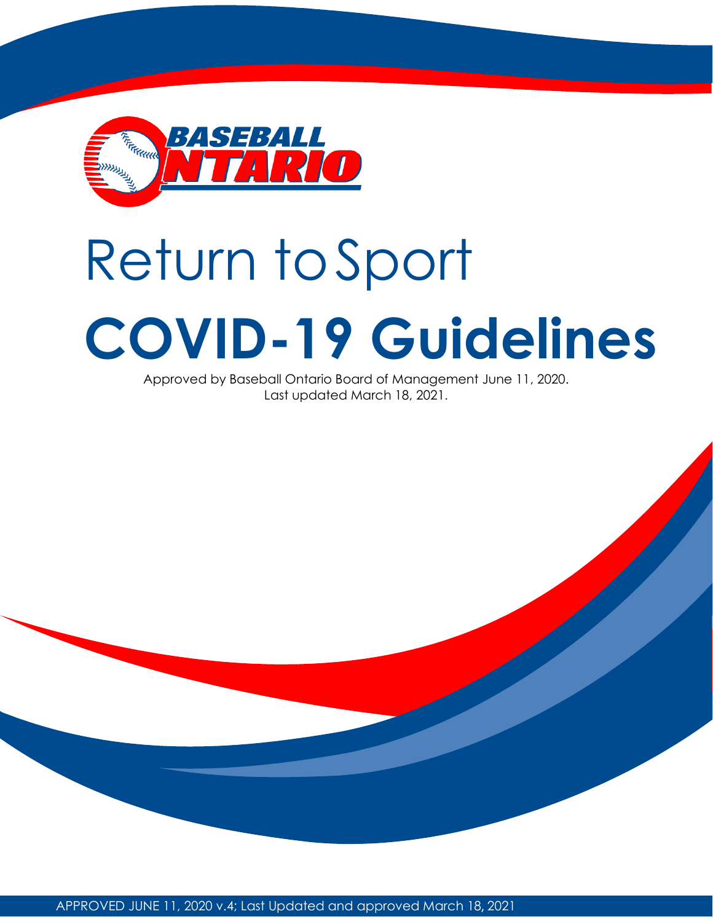# Return to Sport

# COVID-19 Guidelines

Approved by Baseball Ontario Board of Management June 11, 2020.
Last updated March 18, 2021.

APPROVED JUNE 11, 2020 v.4; Last Updated and approved March 18, 2021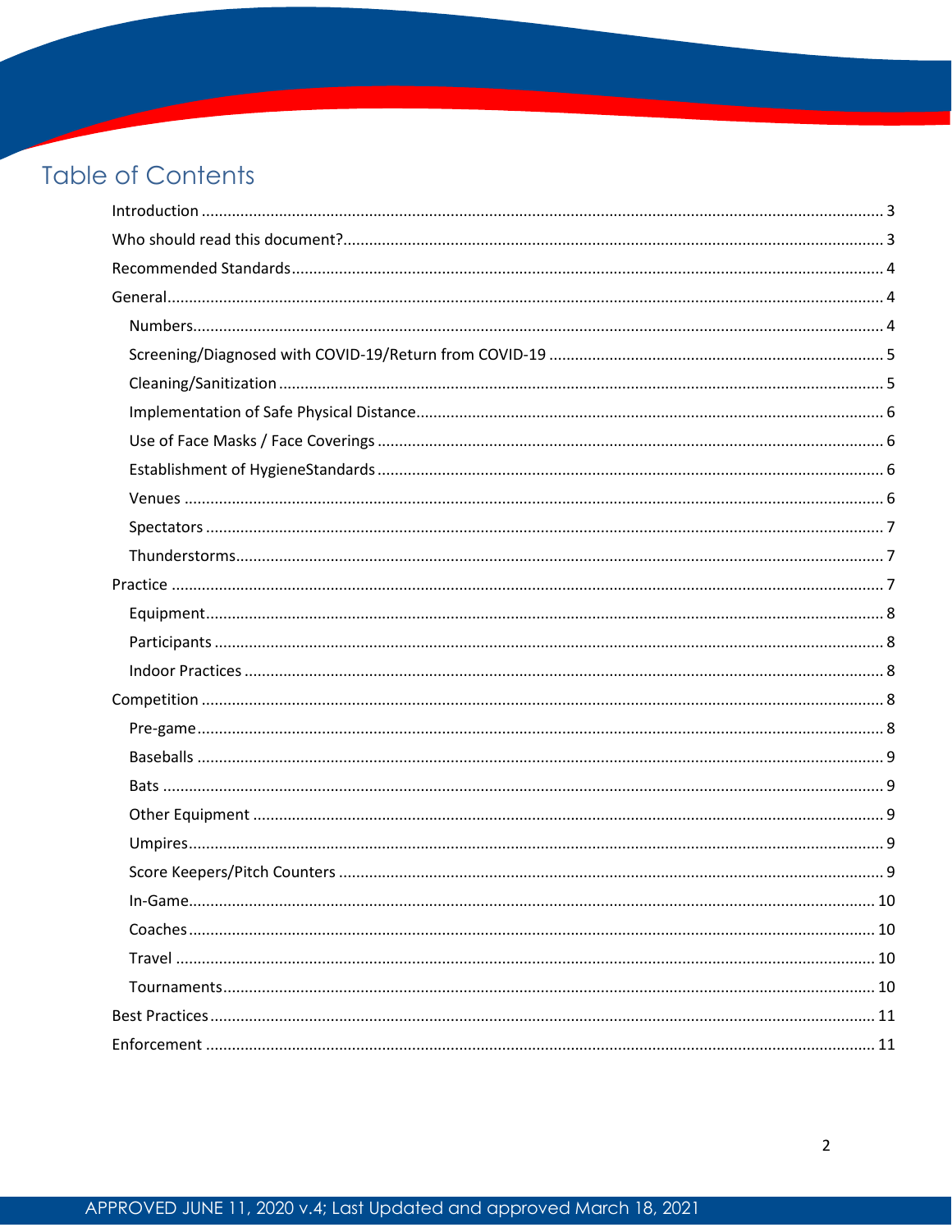# Table of Contents

- Introduction ........ 3
- Who should read this document? ........ 3
- Recommended Standards ........ 4
- General ........ 4
  - Numbers ........ 4
  - Screening/Diagnosed with COVID-19/Return from COVID-19 ........ 5
  - Cleaning/Sanitization ........ 5
  - Implementation of Safe Physical Distance ........ 6
  - Use of Face Masks / Face Coverings ........ 6
  - Establishment of HygieneStandards ........ 6
  - Venues ........ 6
  - Spectators ........ 7
  - Thunderstorms ........ 7
- Practice ........ 7
  - Equipment ........ 8
  - Participants ........ 8
  - Indoor Practices ........ 8
- Competition ........ 8
  - Pre-game ........ 8
  - Baseballs ........ 9
  - Bats ........ 9
  - Other Equipment ........ 9
  - Umpires ........ 9
  - Score Keepers/Pitch Counters ........ 9
  - In-Game ........ 10
  - Coaches ........ 10
  - Travel ........ 10
  - Tournaments ........ 10
- Best Practices ........ 11
- Enforcement ........ 11

APPROVED JUNE 11, 2020 v.4; Last Updated and approved March 18, 2021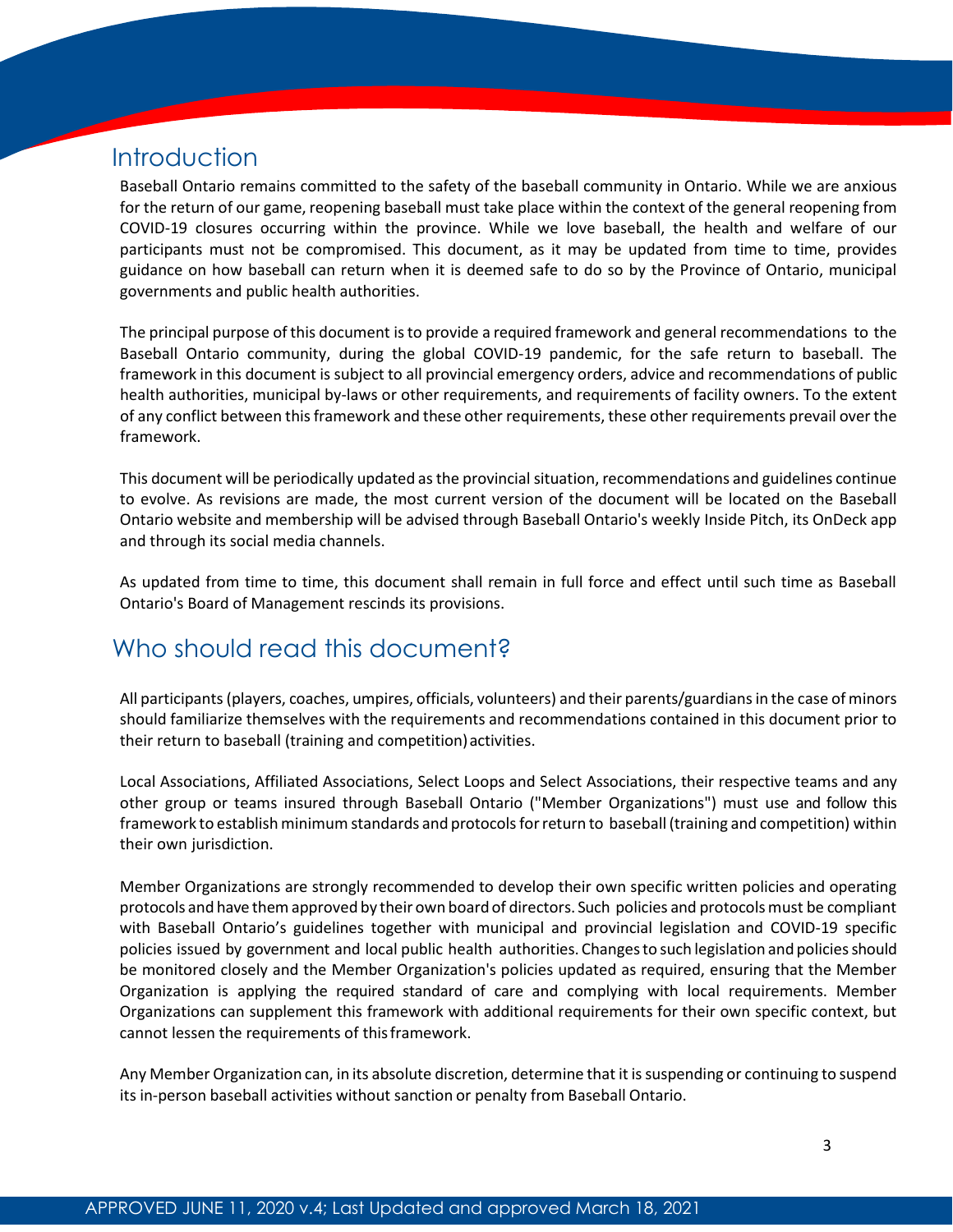## Introduction

Baseball Ontario remains committed to the safety of the baseball community in Ontario. While we are anxious for the return of our game, reopening baseball must take place within the context of the general reopening from COVID-19 closures occurring within the province. While we love baseball, the health and welfare of our participants must not be compromised. This document, as it may be updated from time to time, provides guidance on how baseball can return when it is deemed safe to do so by the Province of Ontario, municipal governments and public health authorities.

The principal purpose of this document is to provide a required framework and general recommendations to the Baseball Ontario community, during the global COVID-19 pandemic, for the safe return to baseball. The framework in this document is subject to all provincial emergency orders, advice and recommendations of public health authorities, municipal by-laws or other requirements, and requirements of facility owners. To the extent of any conflict between this framework and these other requirements, these other requirements prevail over the framework.

This document will be periodically updated as the provincial situation, recommendations and guidelines continue to evolve. As revisions are made, the most current version of the document will be located on the Baseball Ontario website and membership will be advised through Baseball Ontario's weekly Inside Pitch, its OnDeck app and through its social media channels.

As updated from time to time, this document shall remain in full force and effect until such time as Baseball Ontario's Board of Management rescinds its provisions.

## Who should read this document?

All participants (players, coaches, umpires, officials, volunteers) and their parents/guardians in the case of minors should familiarize themselves with the requirements and recommendations contained in this document prior to their return to baseball (training and competition) activities.

Local Associations, Affiliated Associations, Select Loops and Select Associations, their respective teams and any other group or teams insured through Baseball Ontario ("Member Organizations") must use and follow this framework to establish minimum standards and protocols for return to baseball (training and competition) within their own jurisdiction.

Member Organizations are strongly recommended to develop their own specific written policies and operating protocols and have them approved by their own board of directors. Such policies and protocols must be compliant with Baseball Ontario's guidelines together with municipal and provincial legislation and COVID-19 specific policies issued by government and local public health authorities. Changes to such legislation and policies should be monitored closely and the Member Organization's policies updated as required, ensuring that the Member Organization is applying the required standard of care and complying with local requirements. Member Organizations can supplement this framework with additional requirements for their own specific context, but cannot lessen the requirements of this framework.

Any Member Organization can, in its absolute discretion, determine that it is suspending or continuing to suspend its in-person baseball activities without sanction or penalty from Baseball Ontario.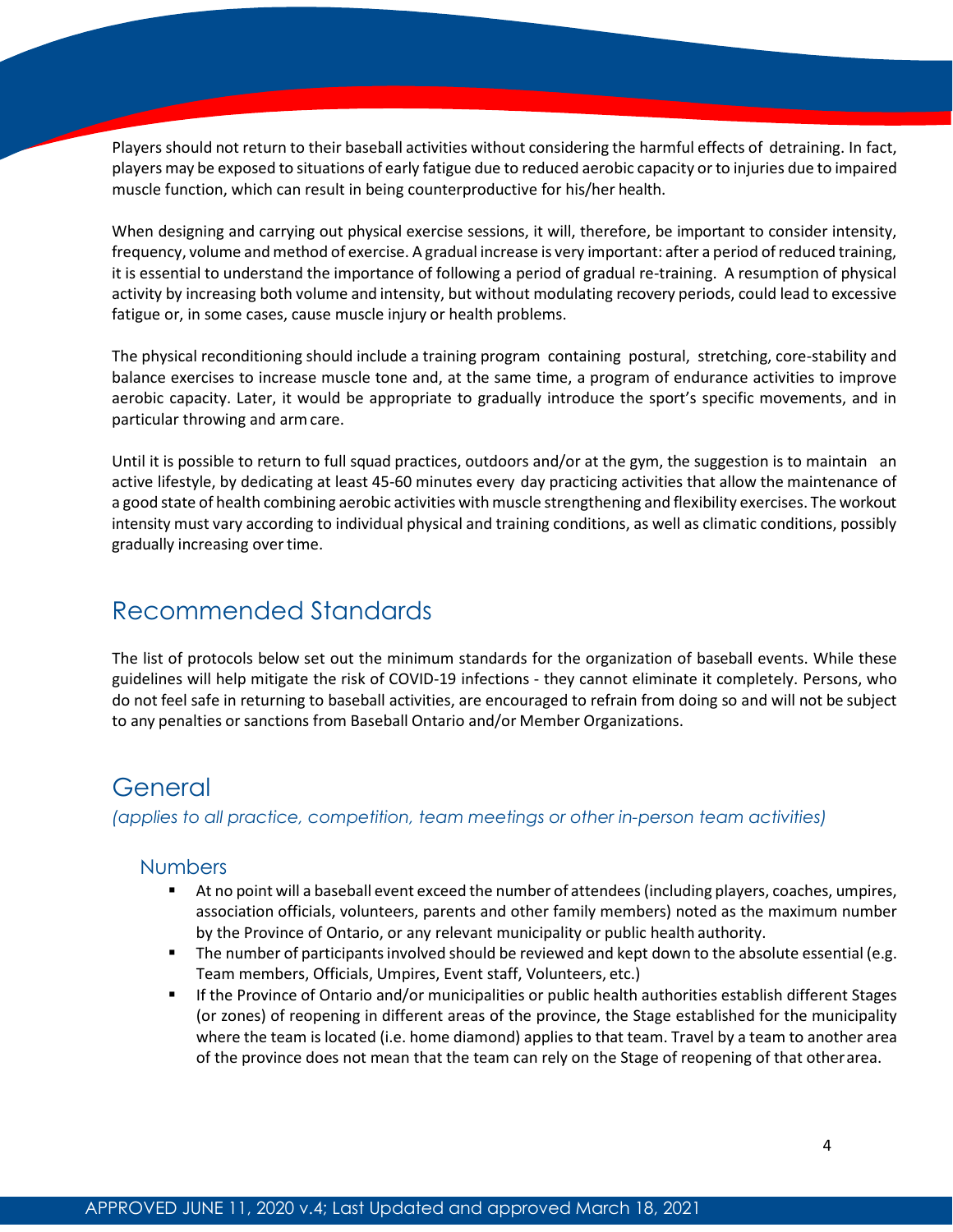Players should not return to their baseball activities without considering the harmful effects of detraining. In fact, players may be exposed to situations of early fatigue due to reduced aerobic capacity or to injuries due to impaired muscle function, which can result in being counterproductive for his/her health.

When designing and carrying out physical exercise sessions, it will, therefore, be important to consider intensity, frequency, volume and method of exercise. A gradual increase is very important: after a period of reduced training, it is essential to understand the importance of following a period of gradual re-training. A resumption of physical activity by increasing both volume and intensity, but without modulating recovery periods, could lead to excessive fatigue or, in some cases, cause muscle injury or health problems.

The physical reconditioning should include a training program containing postural, stretching, core-stability and balance exercises to increase muscle tone and, at the same time, a program of endurance activities to improve aerobic capacity. Later, it would be appropriate to gradually introduce the sport's specific movements, and in particular throwing and arm care.

Until it is possible to return to full squad practices, outdoors and/or at the gym, the suggestion is to maintain an active lifestyle, by dedicating at least 45-60 minutes every day practicing activities that allow the maintenance of a good state of health combining aerobic activities with muscle strengthening and flexibility exercises. The workout intensity must vary according to individual physical and training conditions, as well as climatic conditions, possibly gradually increasing over time.

## Recommended Standards

The list of protocols below set out the minimum standards for the organization of baseball events. While these guidelines will help mitigate the risk of COVID-19 infections - they cannot eliminate it completely. Persons, who do not feel safe in returning to baseball activities, are encouraged to refrain from doing so and will not be subject to any penalties or sanctions from Baseball Ontario and/or Member Organizations.

## General

*(applies to all practice, competition, team meetings or other in-person team activities)*

### Numbers

- At no point will a baseball event exceed the number of attendees (including players, coaches, umpires, association officials, volunteers, parents and other family members) noted as the maximum number by the Province of Ontario, or any relevant municipality or public health authority.
- The number of participants involved should be reviewed and kept down to the absolute essential (e.g. Team members, Officials, Umpires, Event staff, Volunteers, etc.)
- If the Province of Ontario and/or municipalities or public health authorities establish different Stages (or zones) of reopening in different areas of the province, the Stage established for the municipality where the team is located (i.e. home diamond) applies to that team. Travel by a team to another area of the province does not mean that the team can rely on the Stage of reopening of that other area.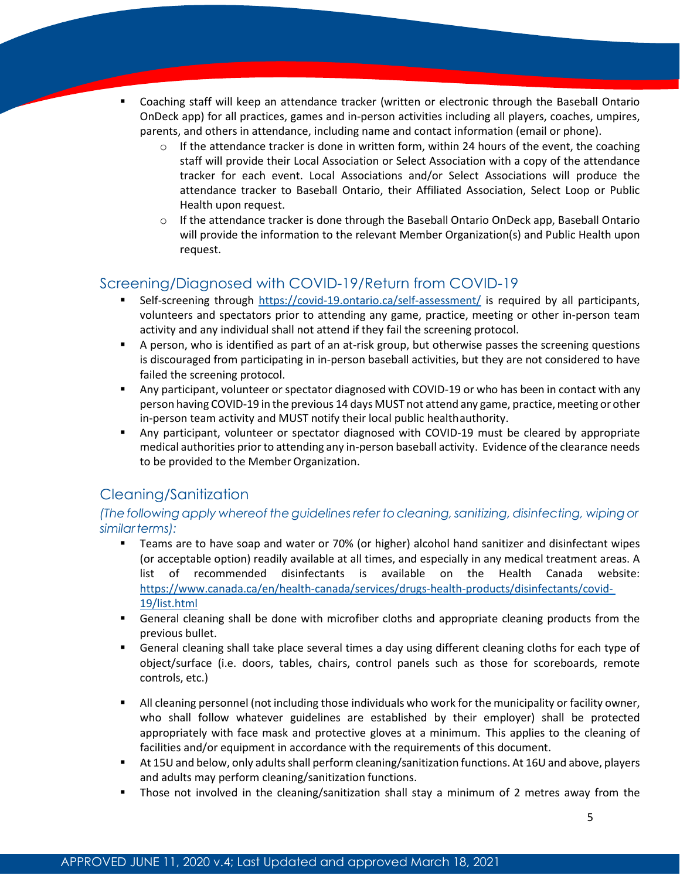- Coaching staff will keep an attendance tracker (written or electronic through the Baseball Ontario OnDeck app) for all practices, games and in-person activities including all players, coaches, umpires, parents, and others in attendance, including name and contact information (email or phone).
  - If the attendance tracker is done in written form, within 24 hours of the event, the coaching staff will provide their Local Association or Select Association with a copy of the attendance tracker for each event. Local Associations and/or Select Associations will produce the attendance tracker to Baseball Ontario, their Affiliated Association, Select Loop or Public Health upon request.
  - If the attendance tracker is done through the Baseball Ontario OnDeck app, Baseball Ontario will provide the information to the relevant Member Organization(s) and Public Health upon request.

## Screening/Diagnosed with COVID-19/Return from COVID-19

- Self-screening through https://covid-19.ontario.ca/self-assessment/ is required by all participants, volunteers and spectators prior to attending any game, practice, meeting or other in-person team activity and any individual shall not attend if they fail the screening protocol.
- A person, who is identified as part of an at-risk group, but otherwise passes the screening questions is discouraged from participating in in-person baseball activities, but they are not considered to have failed the screening protocol.
- Any participant, volunteer or spectator diagnosed with COVID-19 or who has been in contact with any person having COVID-19 in the previous 14 days MUST not attend any game, practice, meeting or other in-person team activity and MUST notify their local public health authority.
- Any participant, volunteer or spectator diagnosed with COVID-19 must be cleared by appropriate medical authorities prior to attending any in-person baseball activity. Evidence of the clearance needs to be provided to the Member Organization.

## Cleaning/Sanitization

*(The following apply whereof the guidelines refer to cleaning, sanitizing, disinfecting, wiping or similar terms):*

- Teams are to have soap and water or 70% (or higher) alcohol hand sanitizer and disinfectant wipes (or acceptable option) readily available at all times, and especially in any medical treatment areas. A list of recommended disinfectants is available on the Health Canada website: https://www.canada.ca/en/health-canada/services/drugs-health-products/disinfectants/covid-19/list.html
- General cleaning shall be done with microfiber cloths and appropriate cleaning products from the previous bullet.
- General cleaning shall take place several times a day using different cleaning cloths for each type of object/surface (i.e. doors, tables, chairs, control panels such as those for scoreboards, remote controls, etc.)
- All cleaning personnel (not including those individuals who work for the municipality or facility owner, who shall follow whatever guidelines are established by their employer) shall be protected appropriately with face mask and protective gloves at a minimum. This applies to the cleaning of facilities and/or equipment in accordance with the requirements of this document.
- At 15U and below, only adults shall perform cleaning/sanitization functions. At 16U and above, players and adults may perform cleaning/sanitization functions.
- Those not involved in the cleaning/sanitization shall stay a minimum of 2 metres away from the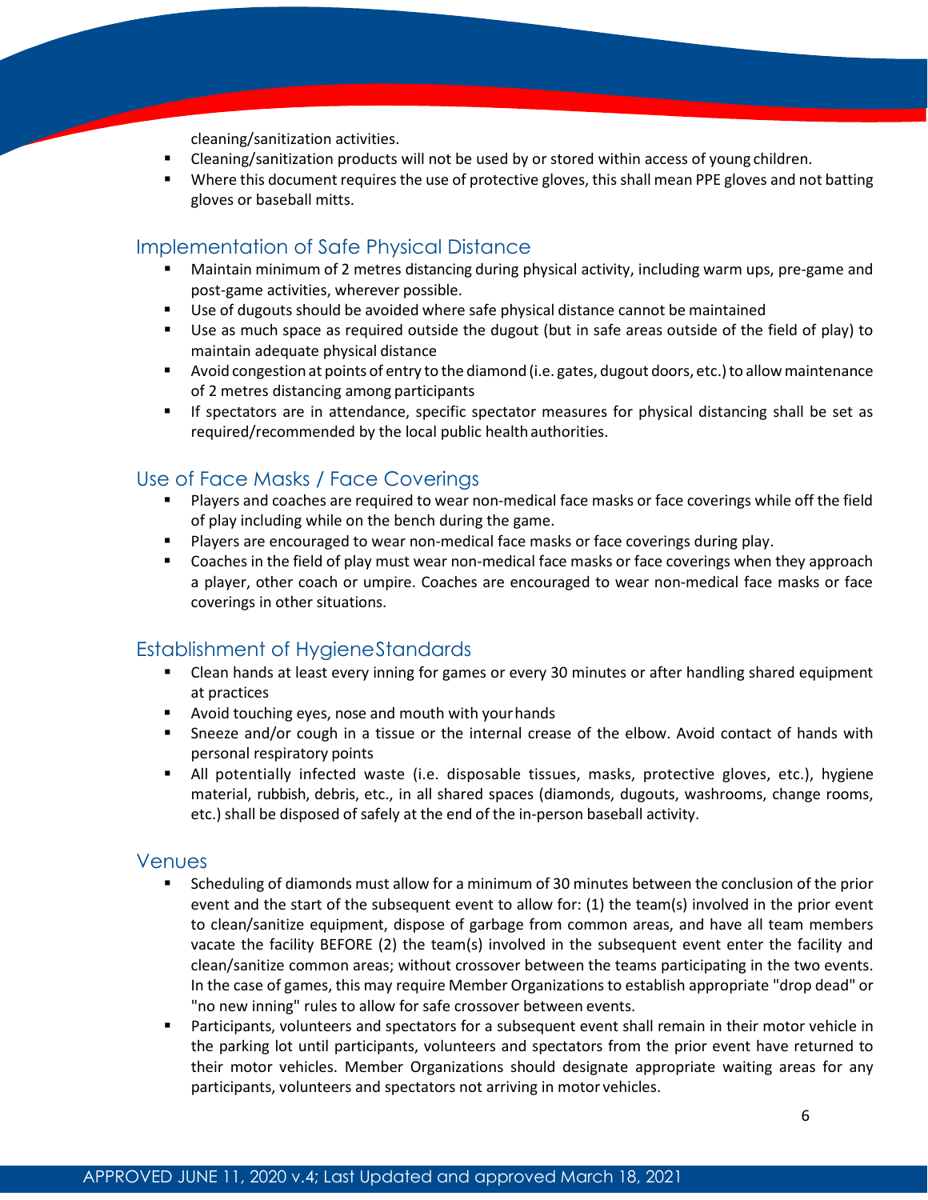cleaning/sanitization activities.

- Cleaning/sanitization products will not be used by or stored within access of young children.
- Where this document requires the use of protective gloves, this shall mean PPE gloves and not batting gloves or baseball mitts.

## Implementation of Safe Physical Distance

- Maintain minimum of 2 metres distancing during physical activity, including warm ups, pre-game and post-game activities, wherever possible.
- Use of dugouts should be avoided where safe physical distance cannot be maintained
- Use as much space as required outside the dugout (but in safe areas outside of the field of play) to maintain adequate physical distance
- Avoid congestion at points of entry to the diamond (i.e. gates, dugout doors, etc.) to allow maintenance of 2 metres distancing among participants
- If spectators are in attendance, specific spectator measures for physical distancing shall be set as required/recommended by the local public health authorities.

## Use of Face Masks / Face Coverings

- Players and coaches are required to wear non-medical face masks or face coverings while off the field of play including while on the bench during the game.
- Players are encouraged to wear non-medical face masks or face coverings during play.
- Coaches in the field of play must wear non-medical face masks or face coverings when they approach a player, other coach or umpire. Coaches are encouraged to wear non-medical face masks or face coverings in other situations.

## Establishment of Hygiene Standards

- Clean hands at least every inning for games or every 30 minutes or after handling shared equipment at practices
- Avoid touching eyes, nose and mouth with your hands
- Sneeze and/or cough in a tissue or the internal crease of the elbow. Avoid contact of hands with personal respiratory points
- All potentially infected waste (i.e. disposable tissues, masks, protective gloves, etc.), hygiene material, rubbish, debris, etc., in all shared spaces (diamonds, dugouts, washrooms, change rooms, etc.) shall be disposed of safely at the end of the in-person baseball activity.

## Venues

- Scheduling of diamonds must allow for a minimum of 30 minutes between the conclusion of the prior event and the start of the subsequent event to allow for: (1) the team(s) involved in the prior event to clean/sanitize equipment, dispose of garbage from common areas, and have all team members vacate the facility BEFORE (2) the team(s) involved in the subsequent event enter the facility and clean/sanitize common areas; without crossover between the teams participating in the two events. In the case of games, this may require Member Organizations to establish appropriate "drop dead" or "no new inning" rules to allow for safe crossover between events.
- Participants, volunteers and spectators for a subsequent event shall remain in their motor vehicle in the parking lot until participants, volunteers and spectators from the prior event have returned to their motor vehicles. Member Organizations should designate appropriate waiting areas for any participants, volunteers and spectators not arriving in motor vehicles.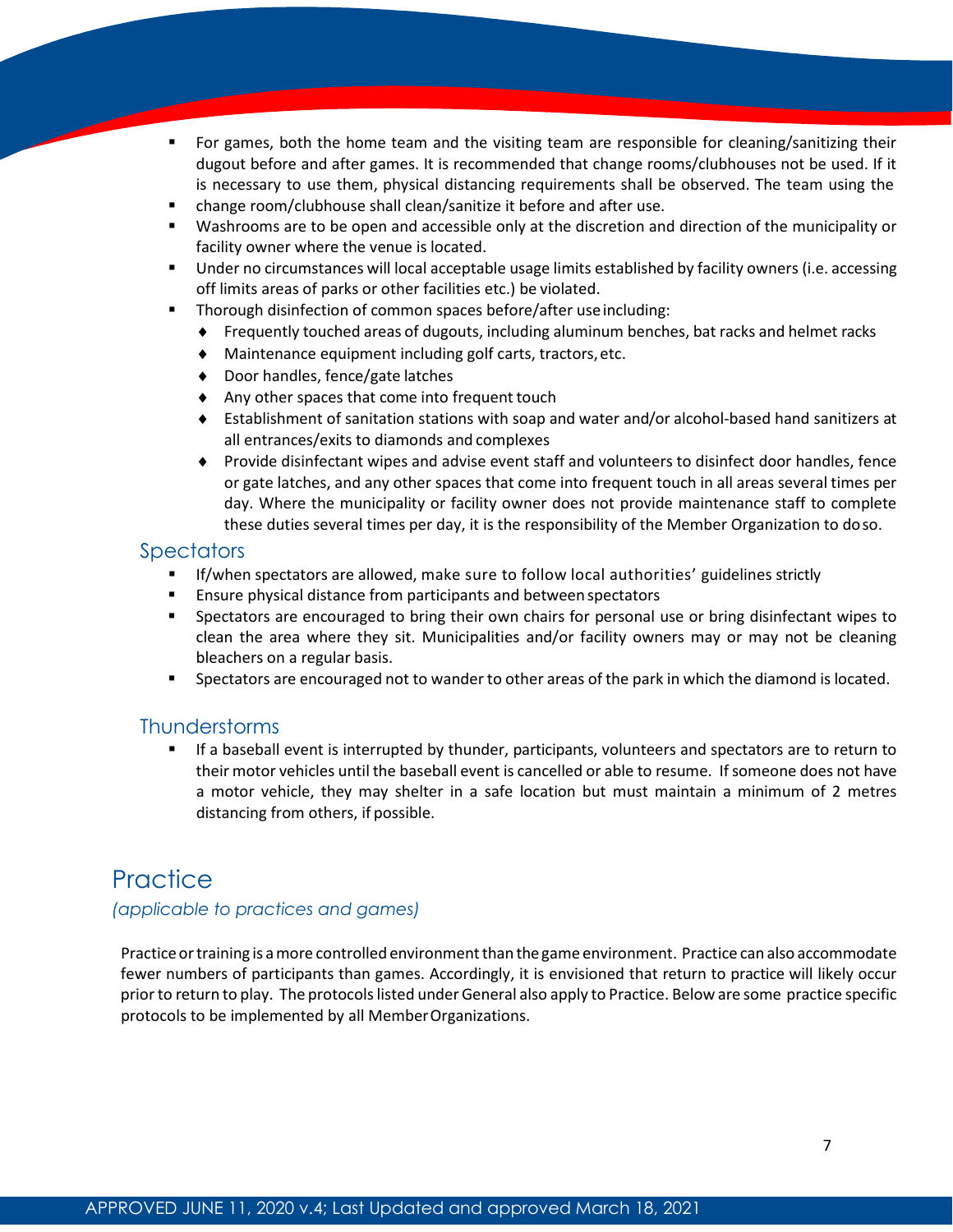- For games, both the home team and the visiting team are responsible for cleaning/sanitizing their dugout before and after games. It is recommended that change rooms/clubhouses not be used. If it is necessary to use them, physical distancing requirements shall be observed. The team using the
- change room/clubhouse shall clean/sanitize it before and after use.
- Washrooms are to be open and accessible only at the discretion and direction of the municipality or facility owner where the venue is located.
- Under no circumstances will local acceptable usage limits established by facility owners (i.e. accessing off limits areas of parks or other facilities etc.) be violated.
- Thorough disinfection of common spaces before/after use including:
  - Frequently touched areas of dugouts, including aluminum benches, bat racks and helmet racks
  - Maintenance equipment including golf carts, tractors, etc.
  - Door handles, fence/gate latches
  - Any other spaces that come into frequent touch
  - Establishment of sanitation stations with soap and water and/or alcohol-based hand sanitizers at all entrances/exits to diamonds and complexes
  - Provide disinfectant wipes and advise event staff and volunteers to disinfect door handles, fence or gate latches, and any other spaces that come into frequent touch in all areas several times per day. Where the municipality or facility owner does not provide maintenance staff to complete these duties several times per day, it is the responsibility of the Member Organization to do so.

### Spectators

- If/when spectators are allowed, make sure to follow local authorities' guidelines strictly
- Ensure physical distance from participants and between spectators
- Spectators are encouraged to bring their own chairs for personal use or bring disinfectant wipes to clean the area where they sit. Municipalities and/or facility owners may or may not be cleaning bleachers on a regular basis.
- Spectators are encouraged not to wander to other areas of the park in which the diamond is located.

### Thunderstorms

- If a baseball event is interrupted by thunder, participants, volunteers and spectators are to return to their motor vehicles until the baseball event is cancelled or able to resume. If someone does not have a motor vehicle, they may shelter in a safe location but must maintain a minimum of 2 metres distancing from others, if possible.

## Practice

*(applicable to practices and games)*

Practice or training is a more controlled environment than the game environment. Practice can also accommodate fewer numbers of participants than games. Accordingly, it is envisioned that return to practice will likely occur prior to return to play. The protocols listed under General also apply to Practice. Below are some practice specific protocols to be implemented by all Member Organizations.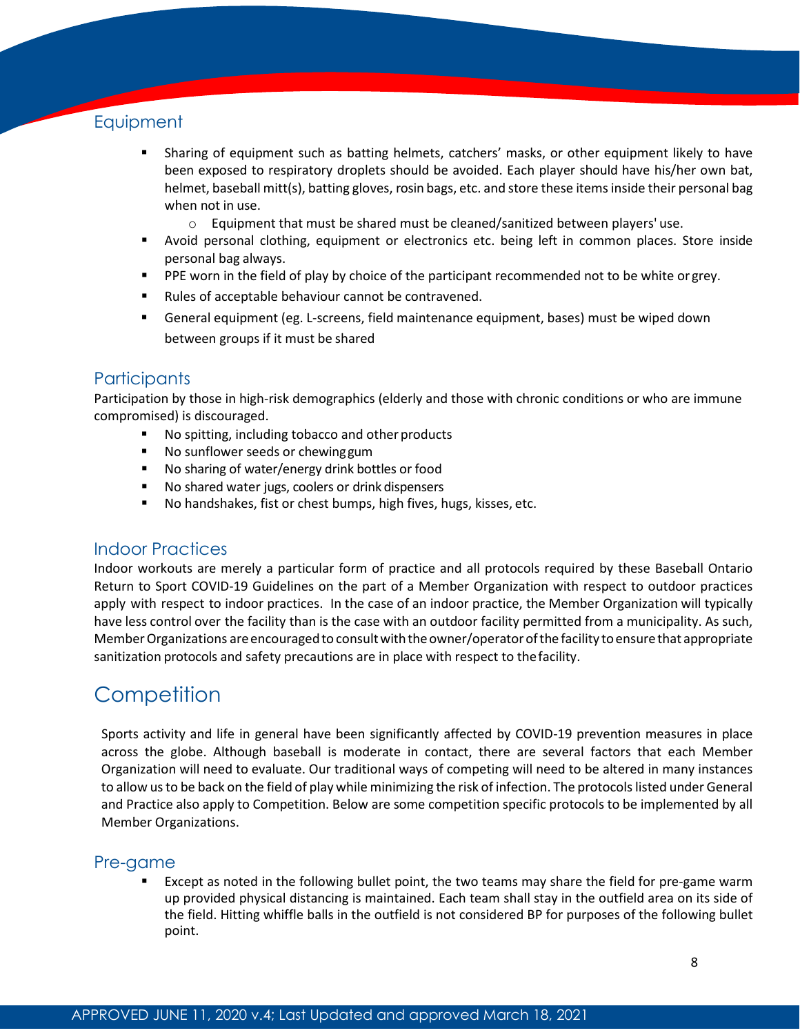### Equipment

- Sharing of equipment such as batting helmets, catchers' masks, or other equipment likely to have been exposed to respiratory droplets should be avoided. Each player should have his/her own bat, helmet, baseball mitt(s), batting gloves, rosin bags, etc. and store these items inside their personal bag when not in use.
  - Equipment that must be shared must be cleaned/sanitized between players' use.
- Avoid personal clothing, equipment or electronics etc. being left in common places. Store inside personal bag always.
- PPE worn in the field of play by choice of the participant recommended not to be white or grey.
- Rules of acceptable behaviour cannot be contravened.
- General equipment (eg. L-screens, field maintenance equipment, bases) must be wiped down between groups if it must be shared

### Participants

Participation by those in high-risk demographics (elderly and those with chronic conditions or who are immune compromised) is discouraged.

- No spitting, including tobacco and other products
- No sunflower seeds or chewing gum
- No sharing of water/energy drink bottles or food
- No shared water jugs, coolers or drink dispensers
- No handshakes, fist or chest bumps, high fives, hugs, kisses, etc.

### Indoor Practices

Indoor workouts are merely a particular form of practice and all protocols required by these Baseball Ontario Return to Sport COVID-19 Guidelines on the part of a Member Organization with respect to outdoor practices apply with respect to indoor practices. In the case of an indoor practice, the Member Organization will typically have less control over the facility than is the case with an outdoor facility permitted from a municipality. As such, Member Organizations are encouraged to consult with the owner/operator of the facility to ensure that appropriate sanitization protocols and safety precautions are in place with respect to the facility.

## Competition

Sports activity and life in general have been significantly affected by COVID-19 prevention measures in place across the globe. Although baseball is moderate in contact, there are several factors that each Member Organization will need to evaluate. Our traditional ways of competing will need to be altered in many instances to allow us to be back on the field of play while minimizing the risk of infection. The protocols listed under General and Practice also apply to Competition. Below are some competition specific protocols to be implemented by all Member Organizations.

### Pre-game

- Except as noted in the following bullet point, the two teams may share the field for pre-game warm up provided physical distancing is maintained. Each team shall stay in the outfield area on its side of the field. Hitting whiffle balls in the outfield is not considered BP for purposes of the following bullet point.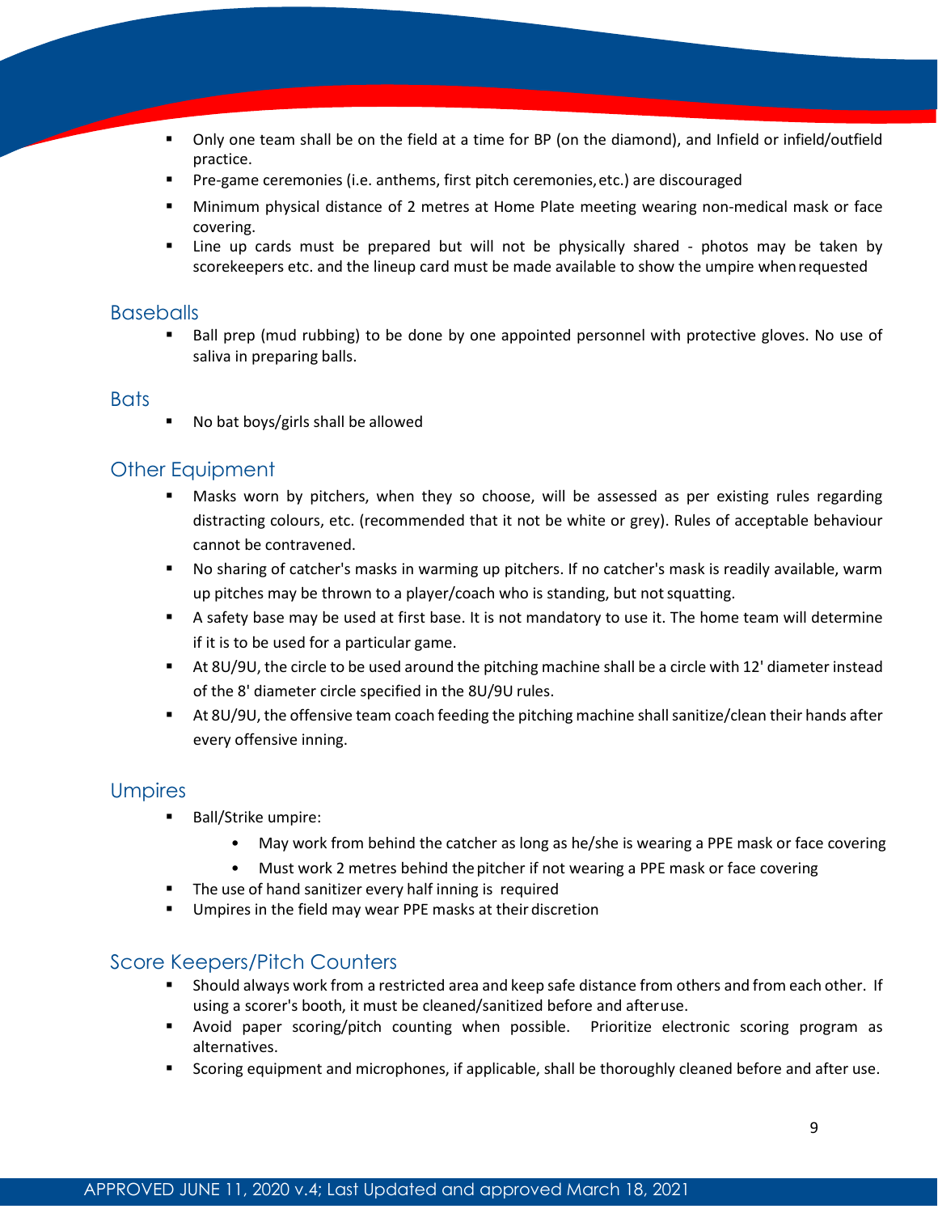- Only one team shall be on the field at a time for BP (on the diamond), and Infield or infield/outfield practice.
- Pre-game ceremonies (i.e. anthems, first pitch ceremonies, etc.) are discouraged
- Minimum physical distance of 2 metres at Home Plate meeting wearing non-medical mask or face covering.
- Line up cards must be prepared but will not be physically shared - photos may be taken by scorekeepers etc. and the lineup card must be made available to show the umpire when requested

## Baseballs

- Ball prep (mud rubbing) to be done by one appointed personnel with protective gloves. No use of saliva in preparing balls.

## Bats

- No bat boys/girls shall be allowed

## Other Equipment

- Masks worn by pitchers, when they so choose, will be assessed as per existing rules regarding distracting colours, etc. (recommended that it not be white or grey). Rules of acceptable behaviour cannot be contravened.
- No sharing of catcher's masks in warming up pitchers. If no catcher's mask is readily available, warm up pitches may be thrown to a player/coach who is standing, but not squatting.
- A safety base may be used at first base. It is not mandatory to use it. The home team will determine if it is to be used for a particular game.
- At 8U/9U, the circle to be used around the pitching machine shall be a circle with 12' diameter instead of the 8' diameter circle specified in the 8U/9U rules.
- At 8U/9U, the offensive team coach feeding the pitching machine shall sanitize/clean their hands after every offensive inning.

## Umpires

- Ball/Strike umpire:
  - May work from behind the catcher as long as he/she is wearing a PPE mask or face covering
  - Must work 2 metres behind the pitcher if not wearing a PPE mask or face covering
- The use of hand sanitizer every half inning is required
- Umpires in the field may wear PPE masks at their discretion

## Score Keepers/Pitch Counters

- Should always work from a restricted area and keep safe distance from others and from each other. If using a scorer's booth, it must be cleaned/sanitized before and after use.
- Avoid paper scoring/pitch counting when possible. Prioritize electronic scoring program as alternatives.
- Scoring equipment and microphones, if applicable, shall be thoroughly cleaned before and after use.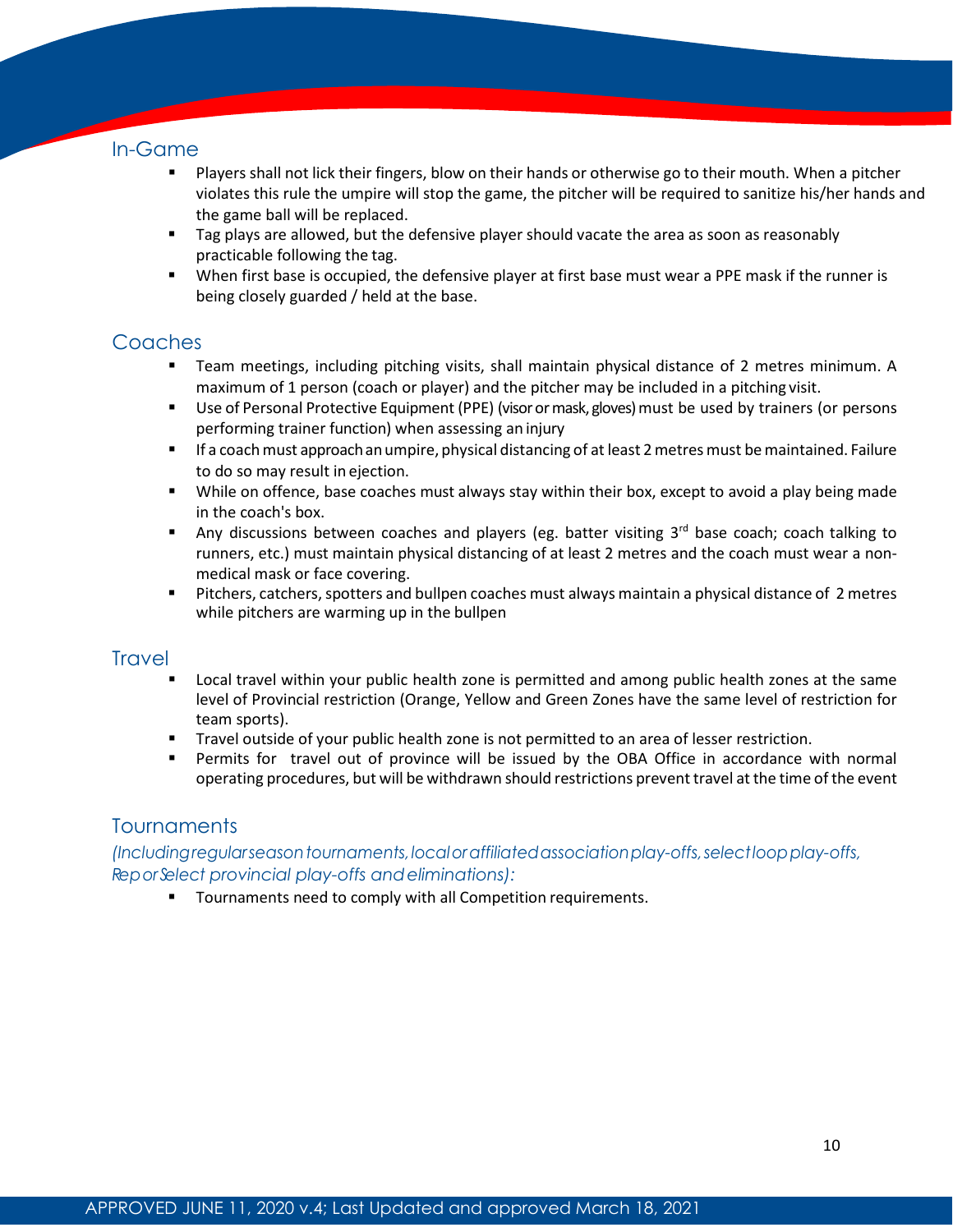## In-Game

- Players shall not lick their fingers, blow on their hands or otherwise go to their mouth. When a pitcher violates this rule the umpire will stop the game, the pitcher will be required to sanitize his/her hands and the game ball will be replaced.
- Tag plays are allowed, but the defensive player should vacate the area as soon as reasonably practicable following the tag.
- When first base is occupied, the defensive player at first base must wear a PPE mask if the runner is being closely guarded / held at the base.

## Coaches

- Team meetings, including pitching visits, shall maintain physical distance of 2 metres minimum. A maximum of 1 person (coach or player) and the pitcher may be included in a pitching visit.
- Use of Personal Protective Equipment (PPE) (visor or mask, gloves) must be used by trainers (or persons performing trainer function) when assessing an injury
- If a coach must approach an umpire, physical distancing of at least 2 metres must be maintained. Failure to do so may result in ejection.
- While on offence, base coaches must always stay within their box, except to avoid a play being made in the coach's box.
- Any discussions between coaches and players (eg. batter visiting 3rd base coach; coach talking to runners, etc.) must maintain physical distancing of at least 2 metres and the coach must wear a non-medical mask or face covering.
- Pitchers, catchers, spotters and bullpen coaches must always maintain a physical distance of 2 metres while pitchers are warming up in the bullpen

## Travel

- Local travel within your public health zone is permitted and among public health zones at the same level of Provincial restriction (Orange, Yellow and Green Zones have the same level of restriction for team sports).
- Travel outside of your public health zone is not permitted to an area of lesser restriction.
- Permits for travel out of province will be issued by the OBA Office in accordance with normal operating procedures, but will be withdrawn should restrictions prevent travel at the time of the event

## Tournaments

*(Including regular season tournaments, local or affiliated association play-offs, select loop play-offs, Rep or Select provincial play-offs and eliminations):*

- Tournaments need to comply with all Competition requirements.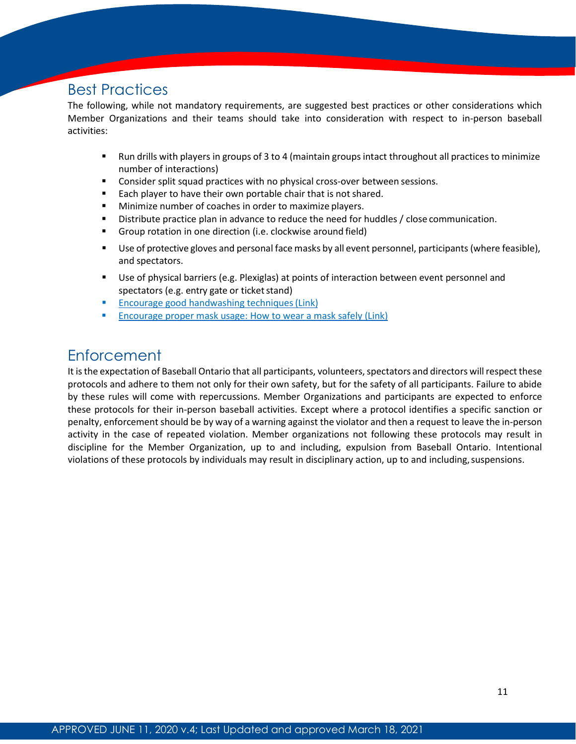## Best Practices

The following, while not mandatory requirements, are suggested best practices or other considerations which Member Organizations and their teams should take into consideration with respect to in-person baseball activities:

- Run drills with players in groups of 3 to 4 (maintain groups intact throughout all practices to minimize number of interactions)
- Consider split squad practices with no physical cross-over between sessions.
- Each player to have their own portable chair that is not shared.
- Minimize number of coaches in order to maximize players.
- Distribute practice plan in advance to reduce the need for huddles / close communication.
- Group rotation in one direction (i.e. clockwise around field)
- Use of protective gloves and personal face masks by all event personnel, participants (where feasible), and spectators.
- Use of physical barriers (e.g. Plexiglas) at points of interaction between event personnel and spectators (e.g. entry gate or ticket stand)
- Encourage good handwashing techniques (Link)
- Encourage proper mask usage: How to wear a mask safely (Link)

## Enforcement

It is the expectation of Baseball Ontario that all participants, volunteers, spectators and directors will respect these protocols and adhere to them not only for their own safety, but for the safety of all participants. Failure to abide by these rules will come with repercussions. Member Organizations and participants are expected to enforce these protocols for their in-person baseball activities. Except where a protocol identifies a specific sanction or penalty, enforcement should be by way of a warning against the violator and then a request to leave the in-person activity in the case of repeated violation. Member organizations not following these protocols may result in discipline for the Member Organization, up to and including, expulsion from Baseball Ontario. Intentional violations of these protocols by individuals may result in disciplinary action, up to and including, suspensions.